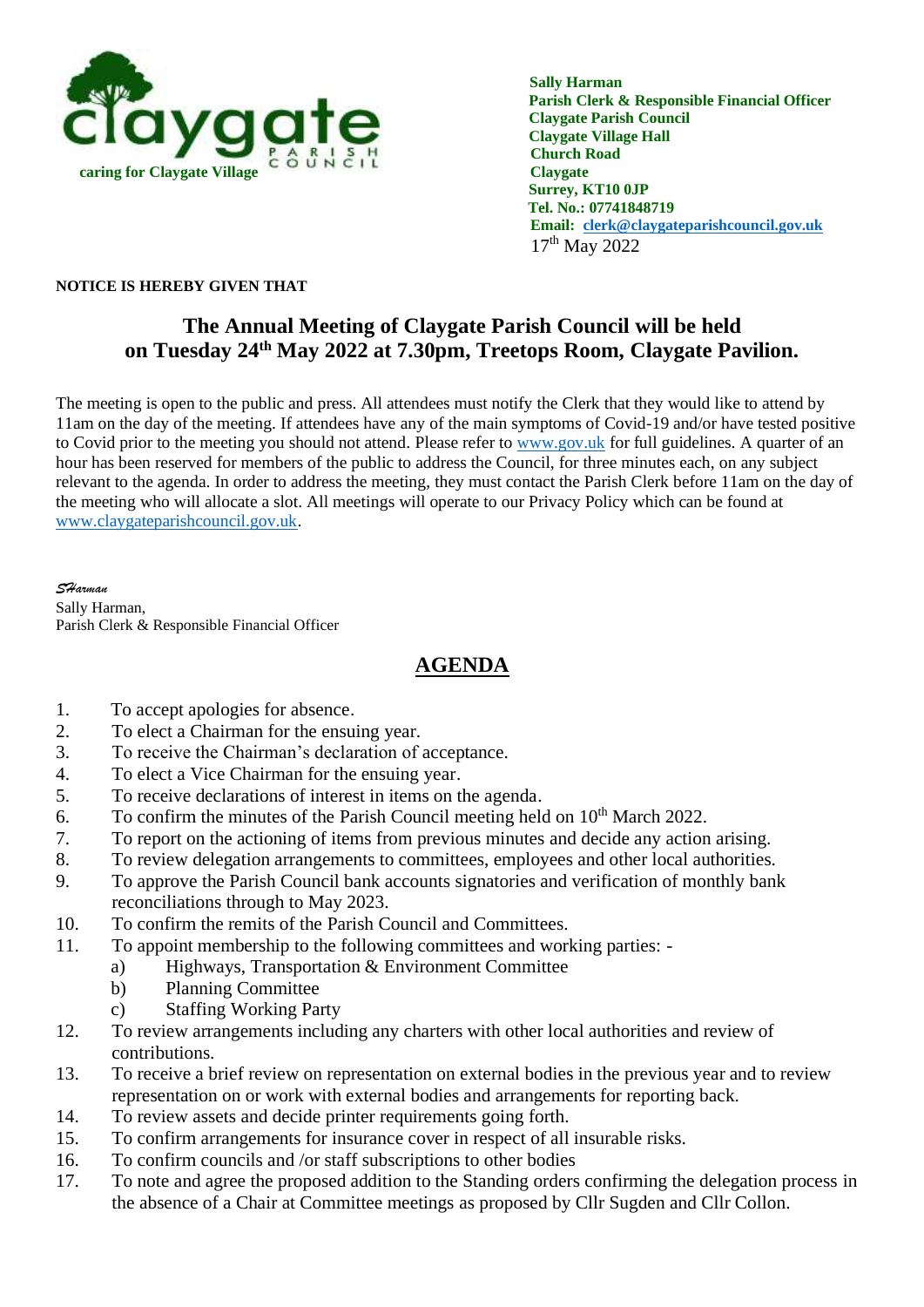caring for Claygate Village

**Sally Harman**
**Parish Clerk & Responsible Financial Officer**
**Claygate Parish Council**
**Claygate Village Hall**
**Church Road**
**Claygate**
**Surrey, KT10 0JP**
**Tel. No.: 07741848719**
**Email: clerk@claygateparishcouncil.gov.uk**
17th May 2022

**NOTICE IS HEREBY GIVEN THAT**

## The Annual Meeting of Claygate Parish Council will be held on Tuesday 24th May 2022 at 7.30pm, Treetops Room, Claygate Pavilion.

The meeting is open to the public and press. All attendees must notify the Clerk that they would like to attend by 11am on the day of the meeting. If attendees have any of the main symptoms of Covid-19 and/or have tested positive to Covid prior to the meeting you should not attend. Please refer to www.gov.uk for full guidelines. A quarter of an hour has been reserved for members of the public to address the Council, for three minutes each, on any subject relevant to the agenda. In order to address the meeting, they must contact the Parish Clerk before 11am on the day of the meeting who will allocate a slot. All meetings will operate to our Privacy Policy which can be found at www.claygateparishcouncil.gov.uk.

*SHarman*
Sally Harman,
Parish Clerk & Responsible Financial Officer

## AGENDA

1. To accept apologies for absence.
2. To elect a Chairman for the ensuing year.
3. To receive the Chairman's declaration of acceptance.
4. To elect a Vice Chairman for the ensuing year.
5. To receive declarations of interest in items on the agenda.
6. To confirm the minutes of the Parish Council meeting held on 10th March 2022.
7. To report on the actioning of items from previous minutes and decide any action arising.
8. To review delegation arrangements to committees, employees and other local authorities.
9. To approve the Parish Council bank accounts signatories and verification of monthly bank reconciliations through to May 2023.
10. To confirm the remits of the Parish Council and Committees.
11. To appoint membership to the following committees and working parties: -
    a) Highways, Transportation & Environment Committee
    b) Planning Committee
    c) Staffing Working Party
12. To review arrangements including any charters with other local authorities and review of contributions.
13. To receive a brief review on representation on external bodies in the previous year and to review representation on or work with external bodies and arrangements for reporting back.
14. To review assets and decide printer requirements going forth.
15. To confirm arrangements for insurance cover in respect of all insurable risks.
16. To confirm councils and /or staff subscriptions to other bodies
17. To note and agree the proposed addition to the Standing orders confirming the delegation process in the absence of a Chair at Committee meetings as proposed by Cllr Sugden and Cllr Collon.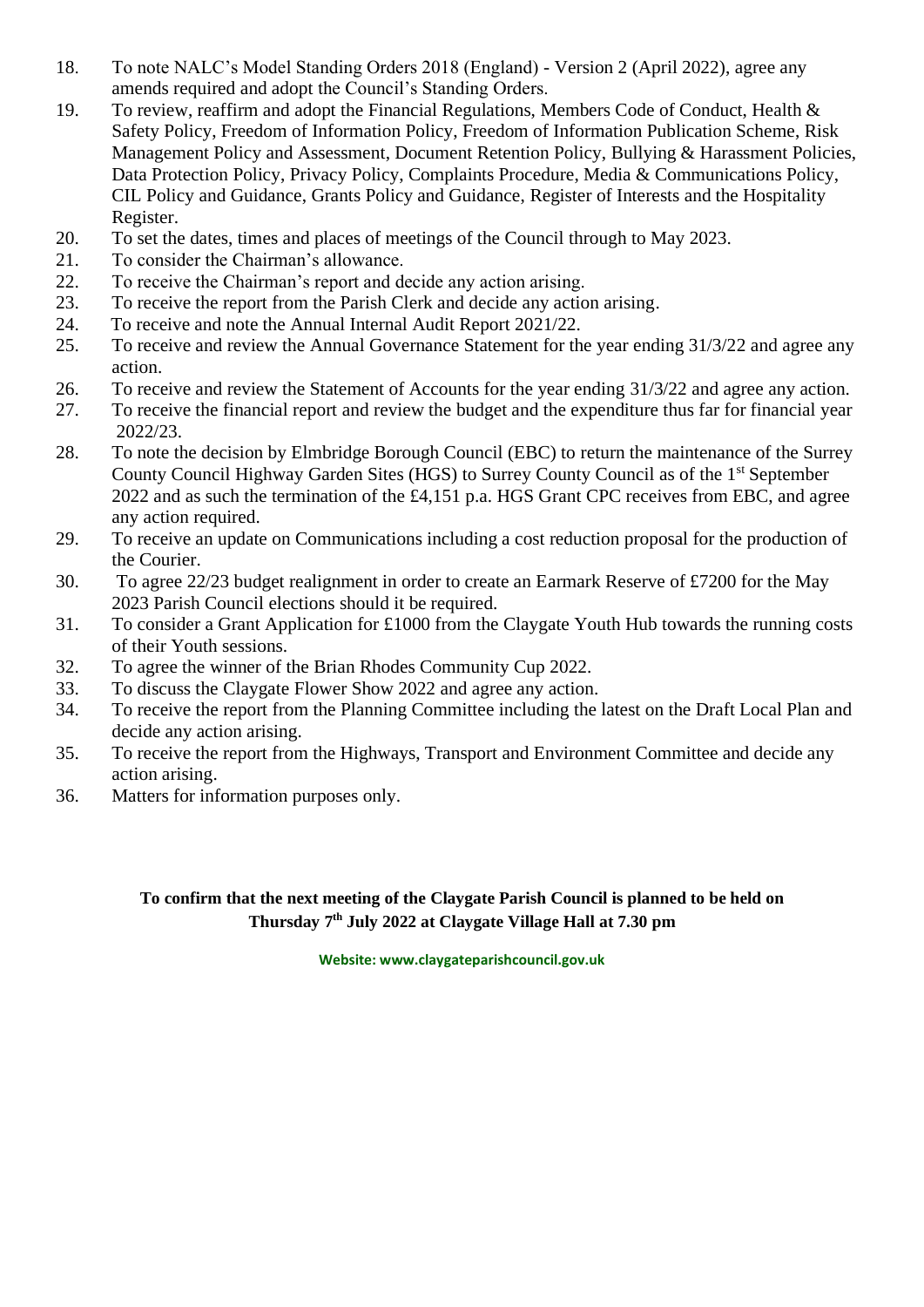18. To note NALC's Model Standing Orders 2018 (England) - Version 2 (April 2022), agree any amends required and adopt the Council's Standing Orders.
19. To review, reaffirm and adopt the Financial Regulations, Members Code of Conduct, Health & Safety Policy, Freedom of Information Policy, Freedom of Information Publication Scheme, Risk Management Policy and Assessment, Document Retention Policy, Bullying & Harassment Policies, Data Protection Policy, Privacy Policy, Complaints Procedure, Media & Communications Policy, CIL Policy and Guidance, Grants Policy and Guidance, Register of Interests and the Hospitality Register.
20. To set the dates, times and places of meetings of the Council through to May 2023.
21. To consider the Chairman's allowance.
22. To receive the Chairman's report and decide any action arising.
23. To receive the report from the Parish Clerk and decide any action arising.
24. To receive and note the Annual Internal Audit Report 2021/22.
25. To receive and review the Annual Governance Statement for the year ending 31/3/22 and agree any action.
26. To receive and review the Statement of Accounts for the year ending 31/3/22 and agree any action.
27. To receive the financial report and review the budget and the expenditure thus far for financial year 2022/23.
28. To note the decision by Elmbridge Borough Council (EBC) to return the maintenance of the Surrey County Council Highway Garden Sites (HGS) to Surrey County Council as of the 1st September 2022 and as such the termination of the £4,151 p.a. HGS Grant CPC receives from EBC, and agree any action required.
29. To receive an update on Communications including a cost reduction proposal for the production of the Courier.
30. To agree 22/23 budget realignment in order to create an Earmark Reserve of £7200 for the May 2023 Parish Council elections should it be required.
31. To consider a Grant Application for £1000 from the Claygate Youth Hub towards the running costs of their Youth sessions.
32. To agree the winner of the Brian Rhodes Community Cup 2022.
33. To discuss the Claygate Flower Show 2022 and agree any action.
34. To receive the report from the Planning Committee including the latest on the Draft Local Plan and decide any action arising.
35. To receive the report from the Highways, Transport and Environment Committee and decide any action arising.
36. Matters for information purposes only.

**To confirm that the next meeting of the Claygate Parish Council is planned to be held on Thursday 7th July 2022 at Claygate Village Hall at 7.30 pm**

**Website: www.claygateparishcouncil.gov.uk**